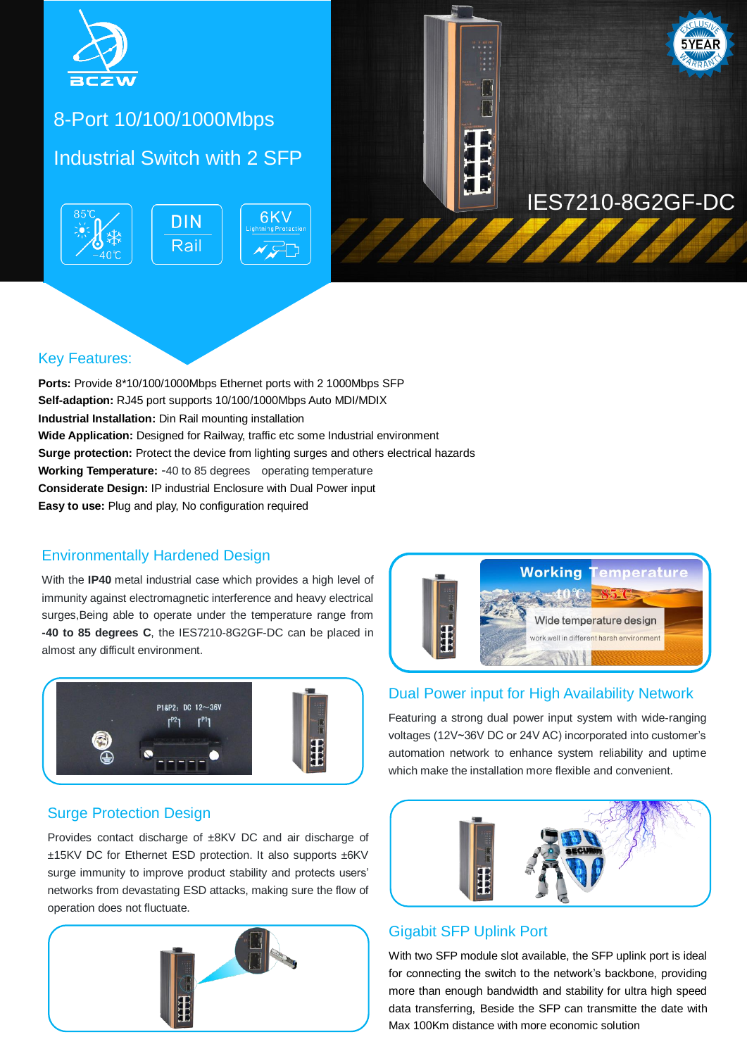BCZW

# 8-Port 10/100/1000Mbps Industrial Switch with 2 SFP

85℃ / -40℃ | DIN Rail | 6KV Lightning Protection

5YEAR EXCLUSIVE WARRANTY

IES7210-8G2GF-DC

## Key Features:

**Ports:** Provide 8*10/100/1000Mbps Ethernet ports with 2 1000Mbps SFP
**Self-adaption:** RJ45 port supports 10/100/1000Mbps Auto MDI/MDIX
**Industrial Installation:** Din Rail mounting installation
**Wide Application:** Designed for Railway, traffic etc some Industrial environment
**Surge protection:** Protect the device from lighting surges and others electrical hazards
**Working Temperature:** -40 to 85 degrees operating temperature
**Considerate Design:** IP industrial Enclosure with Dual Power input
**Easy to use:** Plug and play, No configuration required

## Environmentally Hardened Design

With the **IP40** metal industrial case which provides a high level of immunity against electromagnetic interference and heavy electrical surges,Being able to operate under the temperature range from **-40 to 85 degrees C**, the IES7210-8G2GF-DC can be placed in almost any difficult environment.

Working Temperature -40℃ 85℃
Wide temperature design
work well in different harsh environment

P1&P2: DC 12~36V

## Dual Power input for High Availability Network

Featuring a strong dual power input system with wide-ranging voltages (12V~36V DC or 24V AC) incorporated into customer's automation network to enhance system reliability and uptime which make the installation more flexible and convenient.

## Surge Protection Design

Provides contact discharge of ±8KV DC and air discharge of ±15KV DC for Ethernet ESD protection. It also supports ±6KV surge immunity to improve product stability and protects users' networks from devastating ESD attacks, making sure the flow of operation does not fluctuate.

## Gigabit SFP Uplink Port

With two SFP module slot available, the SFP uplink port is ideal for connecting the switch to the network's backbone, providing more than enough bandwidth and stability for ultra high speed data transferring, Beside the SFP can transmitte the date with Max 100Km distance with more economic solution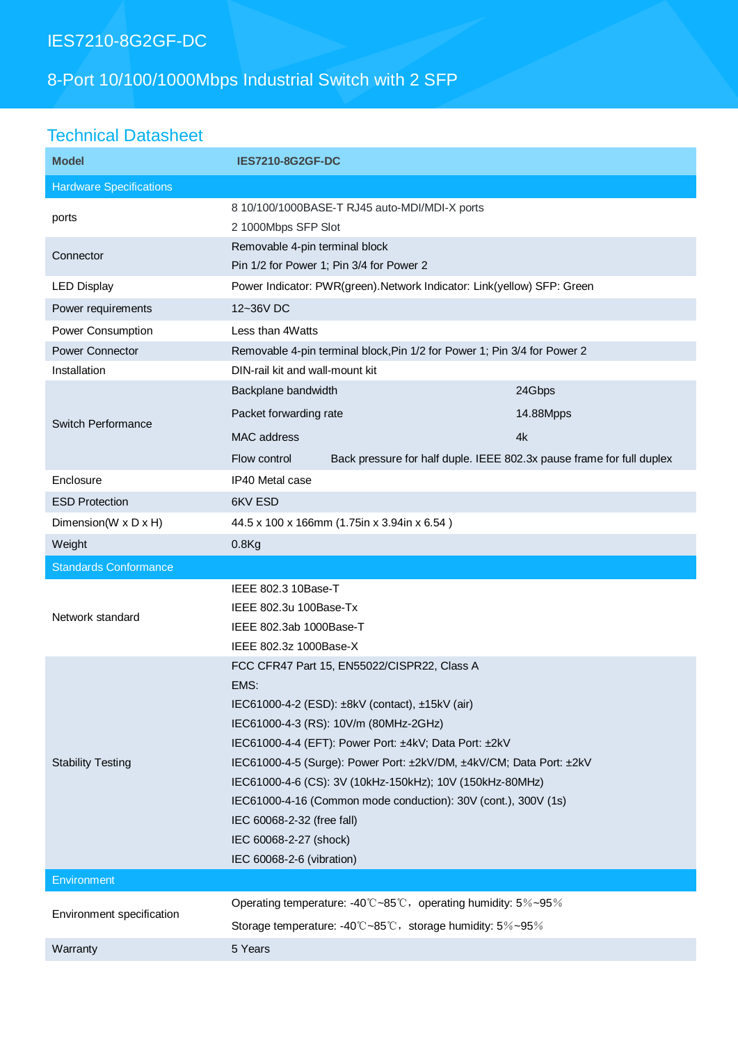# IES7210-8G2GF-DC

## 8-Port 10/100/1000Mbps Industrial Switch with 2 SFP

## Technical Datasheet

| Model | IES7210-8G2GF-DC | |
|---|---|---|
| **Hardware Specifications** | | |
| ports | 8 10/100/1000BASE-T RJ45 auto-MDI/MDI-X ports<br>2 1000Mbps SFP Slot | |
| Connector | Removable 4-pin terminal block<br>Pin 1/2 for Power 1; Pin 3/4 for Power 2 | |
| LED Display | Power Indicator: PWR(green).Network Indicator: Link(yellow) SFP: Green | |
| Power requirements | 12~36V DC | |
| Power Consumption | Less than 4Watts | |
| Power Connector | Removable 4-pin terminal block,Pin 1/2 for Power 1; Pin 3/4 for Power 2 | |
| Installation | DIN-rail kit and wall-mount kit | |
| Switch Performance | Backplane bandwidth | 24Gbps |
| | Packet forwarding rate | 14.88Mpps |
| | MAC address | 4k |
| | Flow control | Back pressure for half duple. IEEE 802.3x pause frame for full duplex |
| Enclosure | IP40 Metal case | |
| ESD Protection | 6KV ESD | |
| Dimension(W x D x H) | 44.5 x 100 x 166mm (1.75in x 3.94in x 6.54 ) | |
| Weight | 0.8Kg | |
| **Standards Conformance** | | |
| Network standard | IEEE 802.3 10Base-T<br>IEEE 802.3u 100Base-Tx<br>IEEE 802.3ab 1000Base-T<br>IEEE 802.3z 1000Base-X | |
| Stability Testing | FCC CFR47 Part 15, EN55022/CISPR22, Class A<br>EMS:<br>IEC61000-4-2 (ESD): ±8kV (contact), ±15kV (air)<br>IEC61000-4-3 (RS): 10V/m (80MHz-2GHz)<br>IEC61000-4-4 (EFT): Power Port: ±4kV; Data Port: ±2kV<br>IEC61000-4-5 (Surge): Power Port: ±2kV/DM, ±4kV/CM; Data Port: ±2kV<br>IEC61000-4-6 (CS): 3V (10kHz-150kHz); 10V (150kHz-80MHz)<br>IEC61000-4-16 (Common mode conduction): 30V (cont.), 300V (1s)<br>IEC 60068-2-32 (free fall)<br>IEC 60068-2-27 (shock)<br>IEC 60068-2-6 (vibration) | |
| **Environment** | | |
| Environment specification | Operating temperature: -40℃~85℃，operating humidity: 5%~95%<br>Storage temperature: -40℃~85℃，storage humidity: 5%~95% | |
| Warranty | 5 Years | |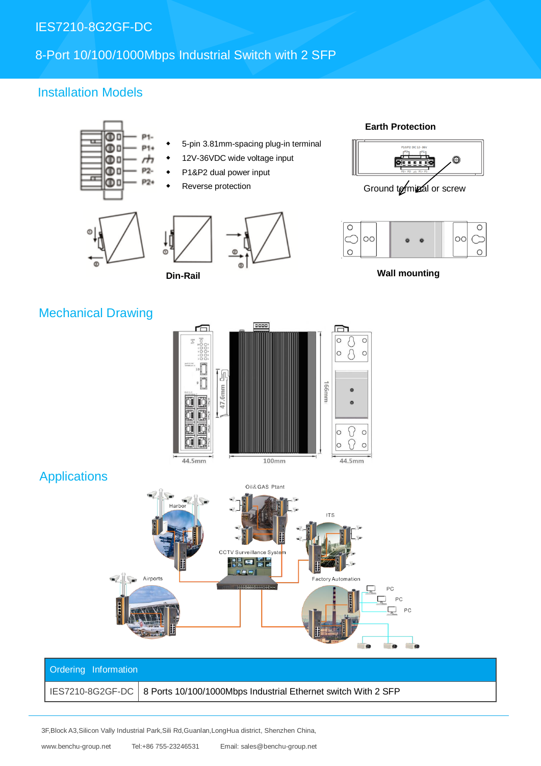# IES7210-8G2GF-DC

## 8-Port 10/100/1000Mbps Industrial Switch with 2 SFP

## Installation Models

- 5-pin 3.81mm-spacing plug-in terminal
- 12V-36VDC wide voltage input
- P1&P2 dual power input
- Reverse protection

**Earth Protection**

Ground terminal or screw

**Din-Rail**

**Wall mounting**

## Mechanical Drawing

44.5mm

100mm

44.5mm

47.6mm

166mm

## Applications

Oil&GAS Plant

Harbor

ITS

CCTV Surveillance System

Airports

Factory Automation

PC

PC

PC

| Ordering Information | |
|---|---|
| IES7210-8G2GF-DC | 8 Ports 10/100/1000Mbps Industrial Ethernet switch With 2 SFP |

3F,Block A3,Silicon Vally Industrial Park,Sili Rd,Guanlan,LongHua district, Shenzhen China,

www.benchu-group.net Tel:+86 755-23246531 Email: sales@benchu-group.net